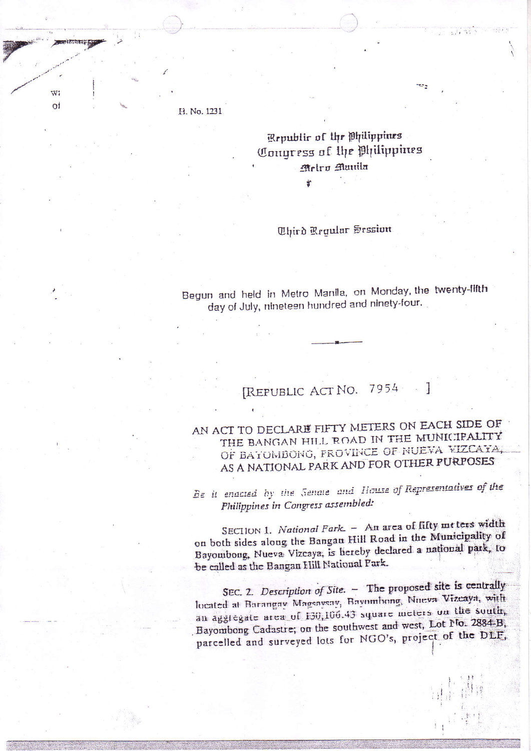H. No. 1231

Republic of the Philippines
Congress of the Philippines
Metro Manila

Third Regular Session

Begun and held in Metro Manila, on Monday, the twenty-fifth day of July, nineteen hundred and ninety-four.

---

[REPUBLIC ACT NO. 7954 ]

# AN ACT TO DECLARE FIFTY METERS ON EACH SIDE OF THE BANGAN HILL ROAD IN THE MUNICIPALITY OF BAYOMBONG, PROVINCE OF NUEVA VIZCAYA, AS A NATIONAL PARK AND FOR OTHER PURPOSES

*Be it enacted by the Senate and House of Representatives of the Philippines in Congress assembled:*

SECTION 1. *National Park.* – An area of fifty meters width on both sides along the Bangan Hill Road in the Municipality of Bayombong, Nueva Vizcaya, is hereby declared a national park, to be called as the Bangan Hill National Park.

SEC. 2. *Description of Site.* – The proposed site is centrally located at Barangay Magsaysay, Bayombong, Nueva Vizcaya, with an aggregate area of 130,106.43 square meters on the south, Bayombong Cadastre; on the southwest and west, Lot No. 2884-B, parcelled and surveyed lots for NGO's, project of the DLF,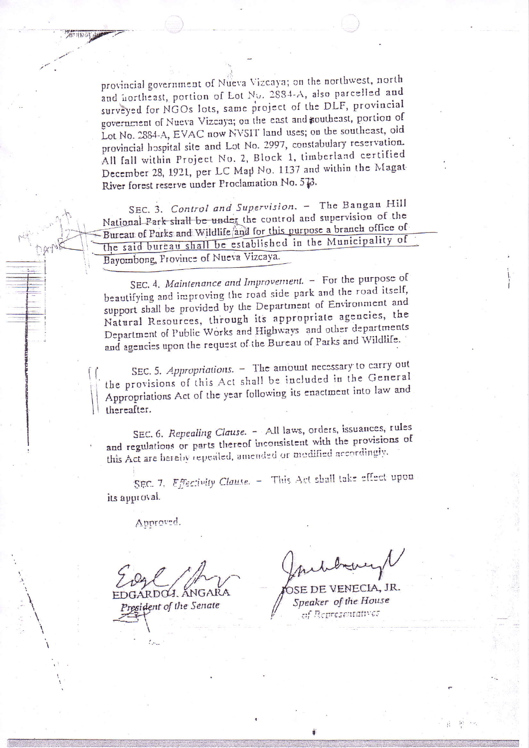provincial government of Nueva Vizcaya; on the northwest, north and northeast, portion of Lot No. 2884-A, also parcelled and surveyed for NGOs lots, same project of the DLF, provincial government of Nueva Vizcaya; on the east and southeast, portion of Lot No. 2884-A, EVAC now NVSIT land uses; on the southeast, old provincial hospital site and Lot No. 2997, constabulary reservation. All fall within Project No. 2, Block 1, timberland certified December 28, 1921, per LC Map No. 1137 and within the Magat River forest reserve under Proclamation No. 573.

SEC. 3. *Control and Supervision.* – The Bangan Hill National Park shall be under the control and supervision of the Bureau of Parks and Wildlife and for this purpose a branch office of the said bureau shall be established in the Municipality of Bayombong, Province of Nueva Vizcaya.

SEC. 4. *Maintenance and Improvement.* – For the purpose of beautifying and improving the road side park and the road itself, support shall be provided by the Department of Environment and Natural Resources, through its appropriate agencies, the Department of Public Works and Highways and other departments and agencies upon the request of the Bureau of Parks and Wildlife.

SEC. 5. *Appropriations.* – The amount necessary to carry out the provisions of this Act shall be included in the General Appropriations Act of the year following its enactment into law and thereafter.

SEC. 6. *Repealing Clause.* – All laws, orders, issuances, rules and regulations or parts thereof inconsistent with the provisions of this Act are hereby repealed, amended or modified accordingly.

SEC. 7. *Effectivity Clause.* – This Act shall take effect upon its approval.

Approved.

EDGARDO J. ANGARA
*President of the Senate*

JOSE DE VENECIA, JR.
*Speaker of the House of Representatives*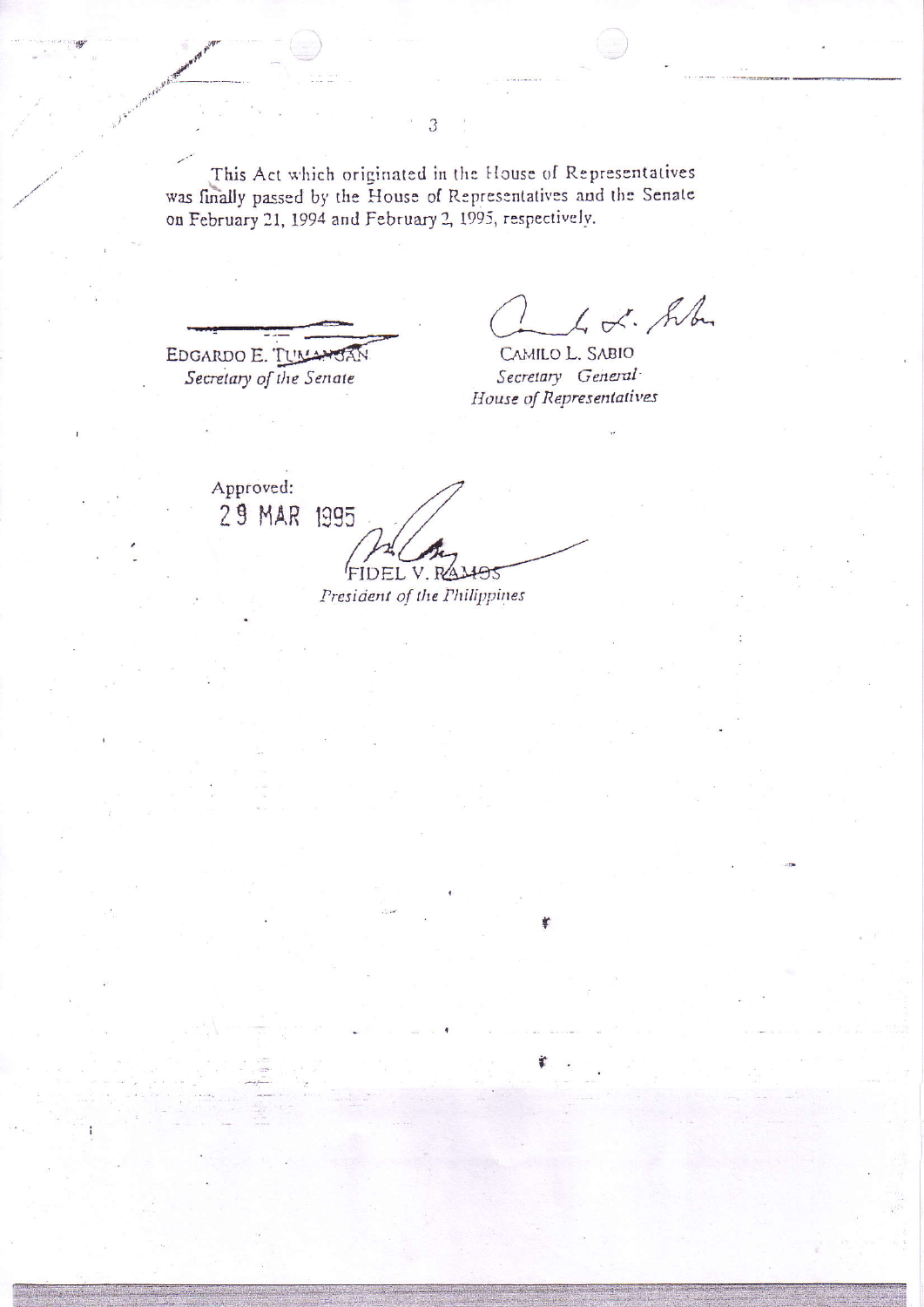This Act which originated in the House of Representatives was finally passed by the House of Representatives and the Senate on February 21, 1994 and February 2, 1995, respectively.

EDGARDO E. TUMANGAN
*Secretary of the Senate*

CAMILO L. SABIO
*Secretary General*
*House of Representatives*

Approved:
29 MAR 1995

FIDEL V. RAMOS
*President of the Philippines*